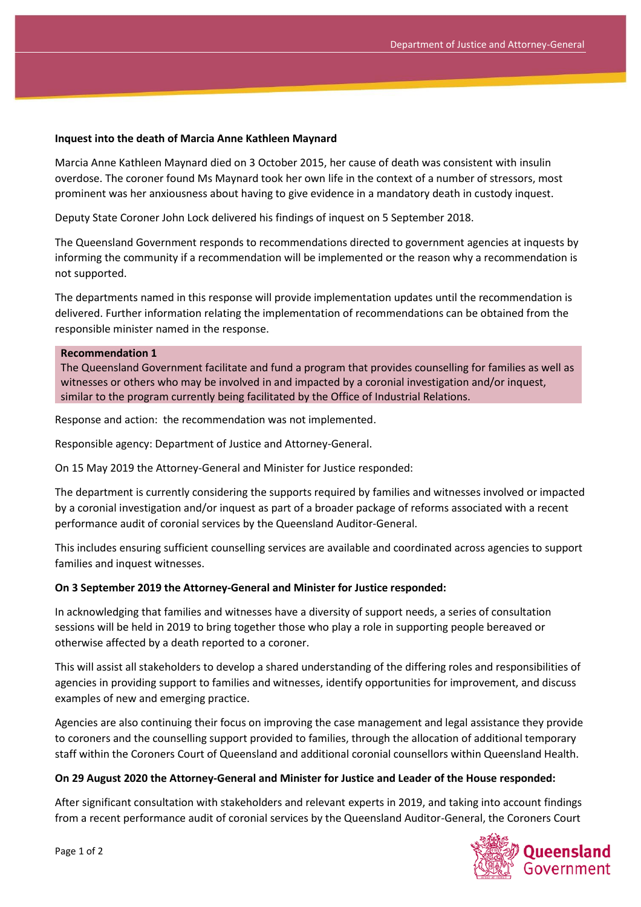**Inquest into the death of Marcia Anne Kathleen Maynard**

Marcia Anne Kathleen Maynard died on 3 October 2015, her cause of death was consistent with insulin overdose. The coroner found Ms Maynard took her own life in the context of a number of stressors, most prominent was her anxiousness about having to give evidence in a mandatory death in custody inquest.

Deputy State Coroner John Lock delivered his findings of inquest on 5 September 2018.

The Queensland Government responds to recommendations directed to government agencies at inquests by informing the community if a recommendation will be implemented or the reason why a recommendation is not supported.

The departments named in this response will provide implementation updates until the recommendation is delivered. Further information relating the implementation of recommendations can be obtained from the responsible minister named in the response.

**Recommendation 1**

The Queensland Government facilitate and fund a program that provides counselling for families as well as witnesses or others who may be involved in and impacted by a coronial investigation and/or inquest, similar to the program currently being facilitated by the Office of Industrial Relations.

Response and action: the recommendation was not implemented.

Responsible agency: Department of Justice and Attorney-General.

On 15 May 2019 the Attorney-General and Minister for Justice responded:

The department is currently considering the supports required by families and witnesses involved or impacted by a coronial investigation and/or inquest as part of a broader package of reforms associated with a recent performance audit of coronial services by the Queensland Auditor-General.

This includes ensuring sufficient counselling services are available and coordinated across agencies to support families and inquest witnesses.

**On 3 September 2019 the Attorney-General and Minister for Justice responded:**

In acknowledging that families and witnesses have a diversity of support needs, a series of consultation sessions will be held in 2019 to bring together those who play a role in supporting people bereaved or otherwise affected by a death reported to a coroner.

This will assist all stakeholders to develop a shared understanding of the differing roles and responsibilities of agencies in providing support to families and witnesses, identify opportunities for improvement, and discuss examples of new and emerging practice.

Agencies are also continuing their focus on improving the case management and legal assistance they provide to coroners and the counselling support provided to families, through the allocation of additional temporary staff within the Coroners Court of Queensland and additional coronial counsellors within Queensland Health.

**On 29 August 2020 the Attorney-General and Minister for Justice and Leader of the House responded:**

After significant consultation with stakeholders and relevant experts in 2019, and taking into account findings from a recent performance audit of coronial services by the Queensland Auditor-General, the Coroners Court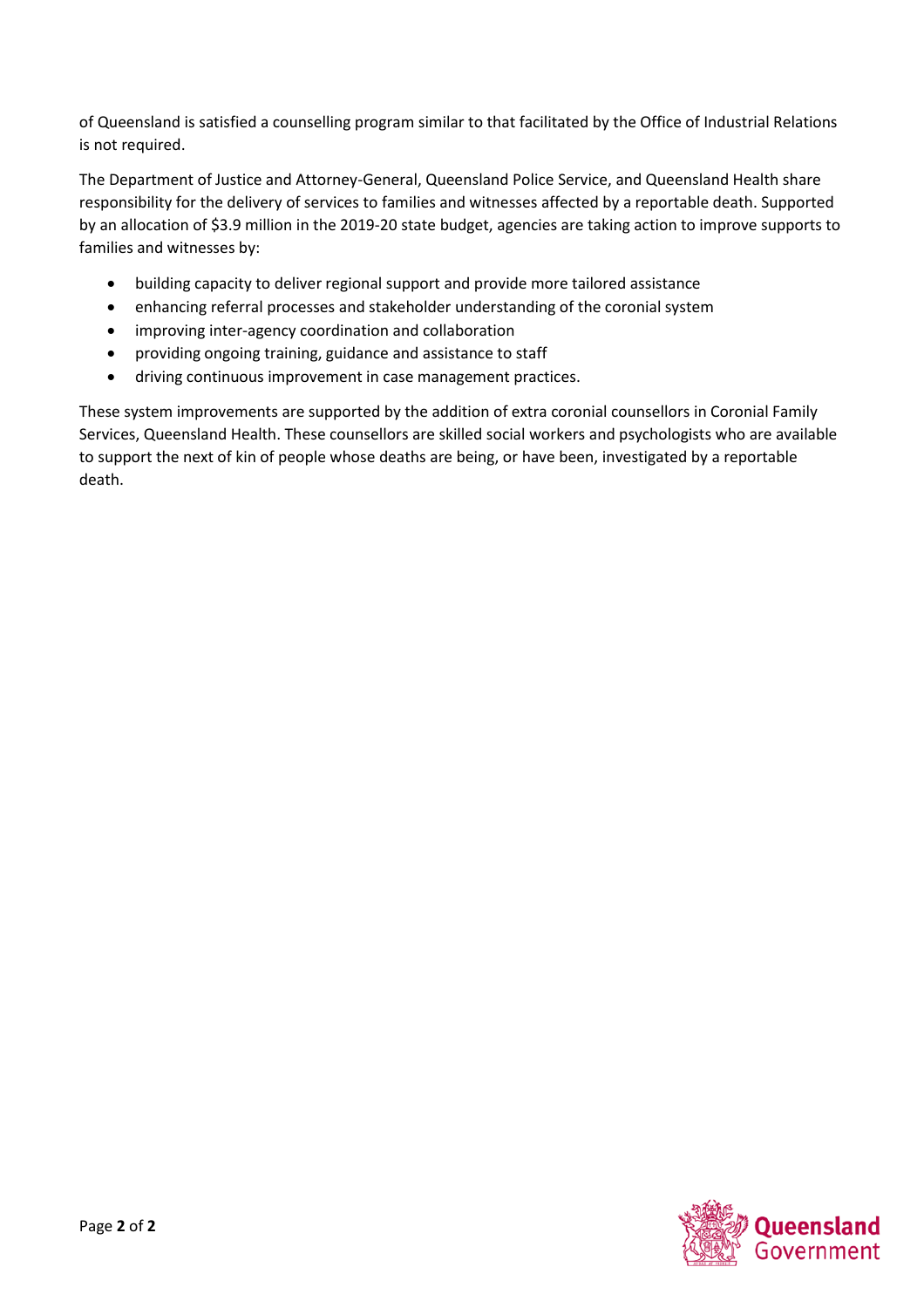of Queensland is satisfied a counselling program similar to that facilitated by the Office of Industrial Relations is not required.

The Department of Justice and Attorney-General, Queensland Police Service, and Queensland Health share responsibility for the delivery of services to families and witnesses affected by a reportable death. Supported by an allocation of $3.9 million in the 2019-20 state budget, agencies are taking action to improve supports to families and witnesses by:

- building capacity to deliver regional support and provide more tailored assistance
- enhancing referral processes and stakeholder understanding of the coronial system
- improving inter-agency coordination and collaboration
- providing ongoing training, guidance and assistance to staff
- driving continuous improvement in case management practices.

These system improvements are supported by the addition of extra coronial counsellors in Coronial Family Services, Queensland Health. These counsellors are skilled social workers and psychologists who are available to support the next of kin of people whose deaths are being, or have been, investigated by a reportable death.